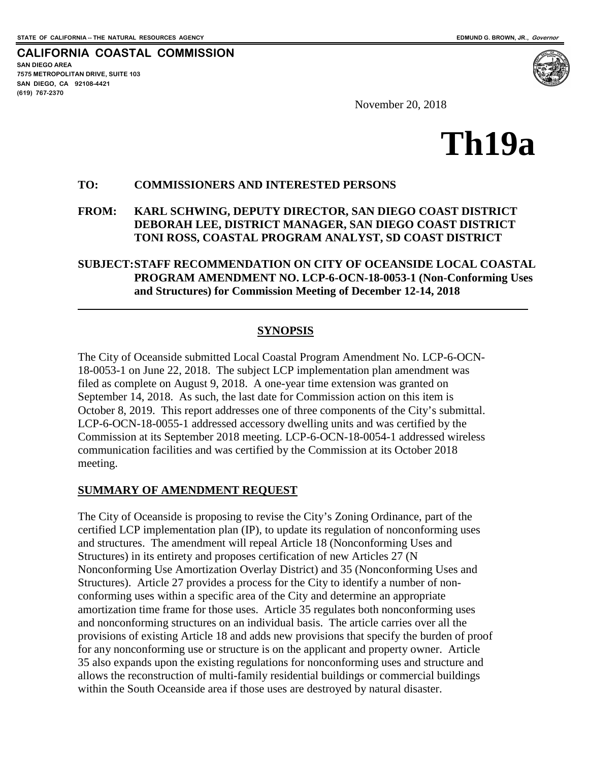STATE OF CALIFORNIA -- THE NATURAL RESOURCES AGENCY

EDMUND G. BROWN, JR., *Governor*

**CALIFORNIA COASTAL COMMISSION**

SAN DIEGO AREA
7575 METROPOLITAN DRIVE, SUITE 103
SAN DIEGO, CA 92108-4421
(619) 767-2370

November 20, 2018

# Th19a

**TO:** **COMMISSIONERS AND INTERESTED PERSONS**

**FROM:** **KARL SCHWING, DEPUTY DIRECTOR, SAN DIEGO COAST DISTRICT**
**DEBORAH LEE, DISTRICT MANAGER, SAN DIEGO COAST DISTRICT**
**TONI ROSS, COASTAL PROGRAM ANALYST, SD COAST DISTRICT**

**SUBJECT: STAFF RECOMMENDATION ON CITY OF OCEANSIDE LOCAL COASTAL PROGRAM AMENDMENT NO. LCP-6-OCN-18-0053-1 (Non-Conforming Uses and Structures) for Commission Meeting of December 12-14, 2018**

---

## SYNOPSIS

The City of Oceanside submitted Local Coastal Program Amendment No. LCP-6-OCN-18-0053-1 on June 22, 2018. The subject LCP implementation plan amendment was filed as complete on August 9, 2018. A one-year time extension was granted on September 14, 2018. As such, the last date for Commission action on this item is October 8, 2019. This report addresses one of three components of the City's submittal. LCP-6-OCN-18-0055-1 addressed accessory dwelling units and was certified by the Commission at its September 2018 meeting. LCP-6-OCN-18-0054-1 addressed wireless communication facilities and was certified by the Commission at its October 2018 meeting.

### SUMMARY OF AMENDMENT REQUEST

The City of Oceanside is proposing to revise the City's Zoning Ordinance, part of the certified LCP implementation plan (IP), to update its regulation of nonconforming uses and structures. The amendment will repeal Article 18 (Nonconforming Uses and Structures) in its entirety and proposes certification of new Articles 27 (N Nonconforming Use Amortization Overlay District) and 35 (Nonconforming Uses and Structures). Article 27 provides a process for the City to identify a number of non-conforming uses within a specific area of the City and determine an appropriate amortization time frame for those uses. Article 35 regulates both nonconforming uses and nonconforming structures on an individual basis. The article carries over all the provisions of existing Article 18 and adds new provisions that specify the burden of proof for any nonconforming use or structure is on the applicant and property owner. Article 35 also expands upon the existing regulations for nonconforming uses and structure and allows the reconstruction of multi-family residential buildings or commercial buildings within the South Oceanside area if those uses are destroyed by natural disaster.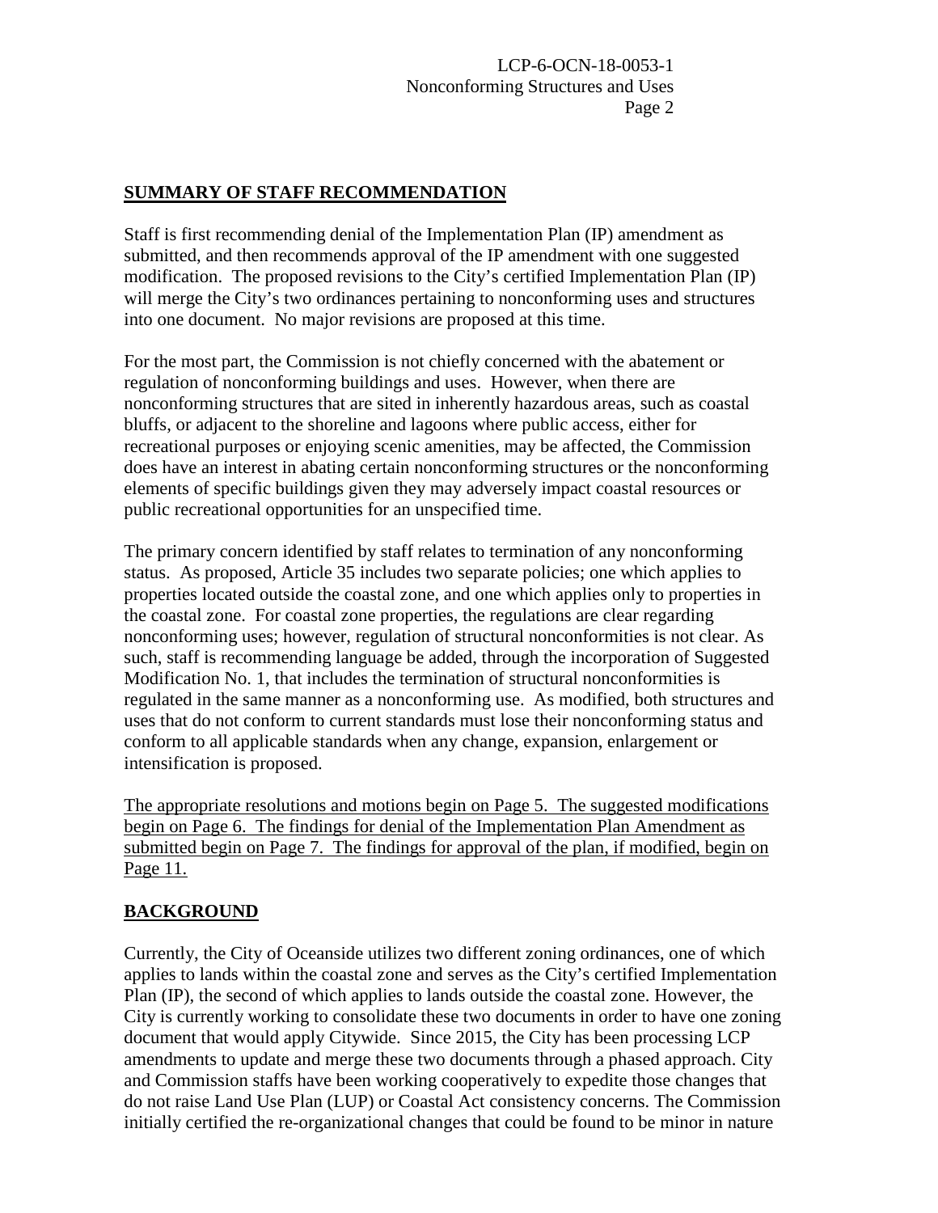## SUMMARY OF STAFF RECOMMENDATION

Staff is first recommending denial of the Implementation Plan (IP) amendment as submitted, and then recommends approval of the IP amendment with one suggested modification. The proposed revisions to the City's certified Implementation Plan (IP) will merge the City's two ordinances pertaining to nonconforming uses and structures into one document. No major revisions are proposed at this time.

For the most part, the Commission is not chiefly concerned with the abatement or regulation of nonconforming buildings and uses. However, when there are nonconforming structures that are sited in inherently hazardous areas, such as coastal bluffs, or adjacent to the shoreline and lagoons where public access, either for recreational purposes or enjoying scenic amenities, may be affected, the Commission does have an interest in abating certain nonconforming structures or the nonconforming elements of specific buildings given they may adversely impact coastal resources or public recreational opportunities for an unspecified time.

The primary concern identified by staff relates to termination of any nonconforming status. As proposed, Article 35 includes two separate policies; one which applies to properties located outside the coastal zone, and one which applies only to properties in the coastal zone. For coastal zone properties, the regulations are clear regarding nonconforming uses; however, regulation of structural nonconformities is not clear. As such, staff is recommending language be added, through the incorporation of Suggested Modification No. 1, that includes the termination of structural nonconformities is regulated in the same manner as a nonconforming use. As modified, both structures and uses that do not conform to current standards must lose their nonconforming status and conform to all applicable standards when any change, expansion, enlargement or intensification is proposed.

The appropriate resolutions and motions begin on Page 5. The suggested modifications begin on Page 6. The findings for denial of the Implementation Plan Amendment as submitted begin on Page 7. The findings for approval of the plan, if modified, begin on Page 11.

## BACKGROUND

Currently, the City of Oceanside utilizes two different zoning ordinances, one of which applies to lands within the coastal zone and serves as the City's certified Implementation Plan (IP), the second of which applies to lands outside the coastal zone. However, the City is currently working to consolidate these two documents in order to have one zoning document that would apply Citywide. Since 2015, the City has been processing LCP amendments to update and merge these two documents through a phased approach. City and Commission staffs have been working cooperatively to expedite those changes that do not raise Land Use Plan (LUP) or Coastal Act consistency concerns. The Commission initially certified the re-organizational changes that could be found to be minor in nature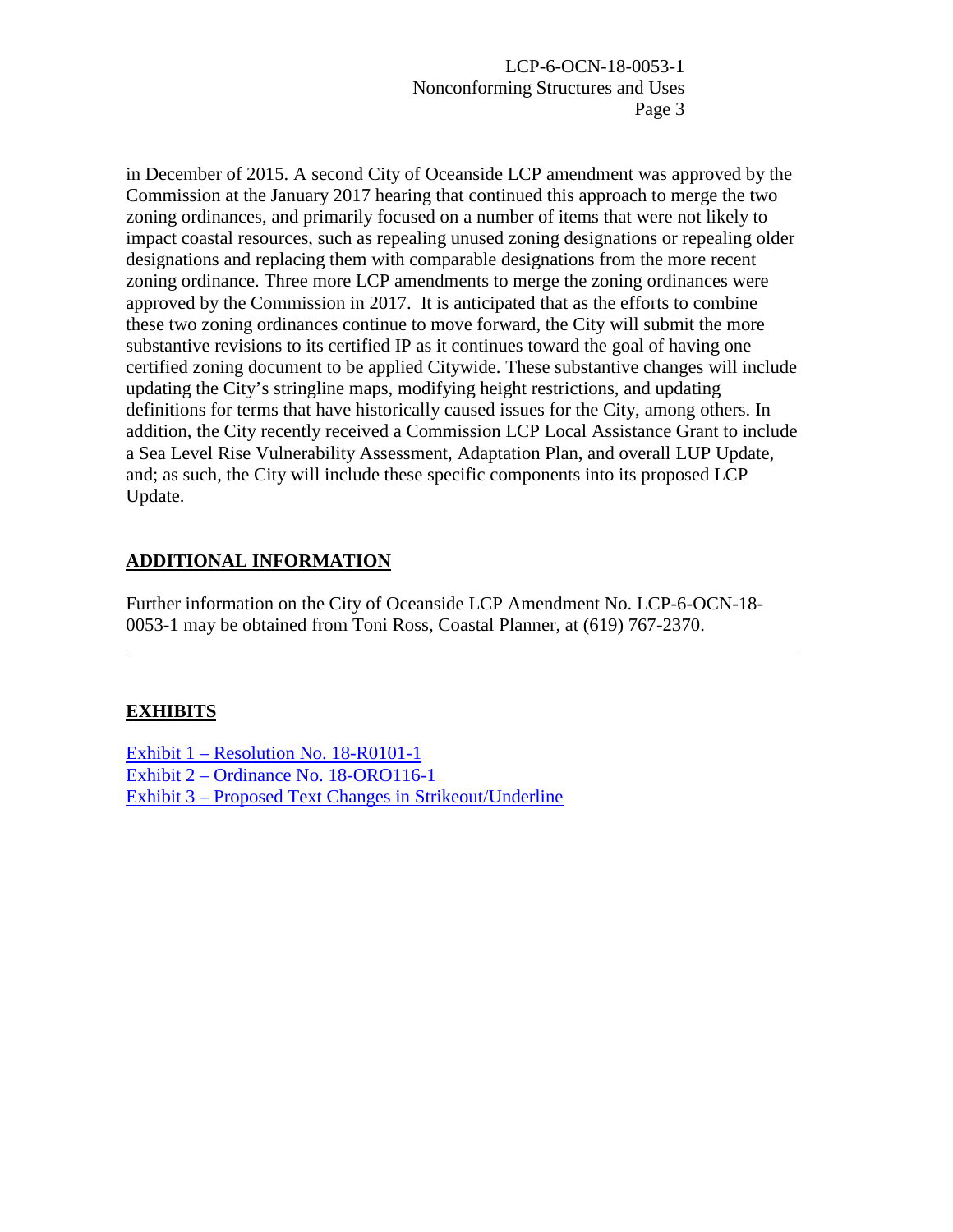in December of 2015. A second City of Oceanside LCP amendment was approved by the Commission at the January 2017 hearing that continued this approach to merge the two zoning ordinances, and primarily focused on a number of items that were not likely to impact coastal resources, such as repealing unused zoning designations or repealing older designations and replacing them with comparable designations from the more recent zoning ordinance. Three more LCP amendments to merge the zoning ordinances were approved by the Commission in 2017. It is anticipated that as the efforts to combine these two zoning ordinances continue to move forward, the City will submit the more substantive revisions to its certified IP as it continues toward the goal of having one certified zoning document to be applied Citywide. These substantive changes will include updating the City's stringline maps, modifying height restrictions, and updating definitions for terms that have historically caused issues for the City, among others. In addition, the City recently received a Commission LCP Local Assistance Grant to include a Sea Level Rise Vulnerability Assessment, Adaptation Plan, and overall LUP Update, and; as such, the City will include these specific components into its proposed LCP Update.

## ADDITIONAL INFORMATION

Further information on the City of Oceanside LCP Amendment No. LCP-6-OCN-18-0053-1 may be obtained from Toni Ross, Coastal Planner, at (619) 767-2370.

---

## EXHIBITS

Exhibit 1 – Resolution No. 18-R0101-1
Exhibit 2 – Ordinance No. 18-ORO116-1
Exhibit 3 – Proposed Text Changes in Strikeout/Underline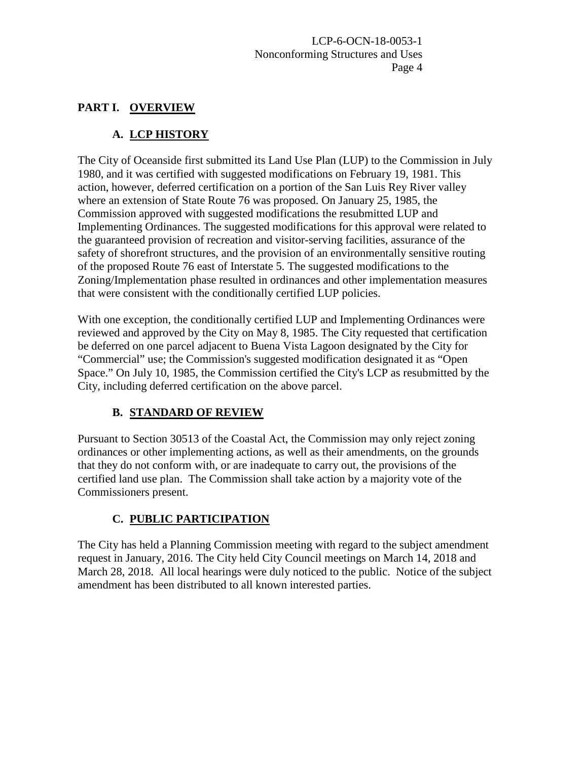## PART I. OVERVIEW

### A. LCP HISTORY

The City of Oceanside first submitted its Land Use Plan (LUP) to the Commission in July 1980, and it was certified with suggested modifications on February 19, 1981. This action, however, deferred certification on a portion of the San Luis Rey River valley where an extension of State Route 76 was proposed. On January 25, 1985, the Commission approved with suggested modifications the resubmitted LUP and Implementing Ordinances. The suggested modifications for this approval were related to the guaranteed provision of recreation and visitor-serving facilities, assurance of the safety of shorefront structures, and the provision of an environmentally sensitive routing of the proposed Route 76 east of Interstate 5. The suggested modifications to the Zoning/Implementation phase resulted in ordinances and other implementation measures that were consistent with the conditionally certified LUP policies.

With one exception, the conditionally certified LUP and Implementing Ordinances were reviewed and approved by the City on May 8, 1985. The City requested that certification be deferred on one parcel adjacent to Buena Vista Lagoon designated by the City for "Commercial" use; the Commission's suggested modification designated it as "Open Space." On July 10, 1985, the Commission certified the City's LCP as resubmitted by the City, including deferred certification on the above parcel.

### B. STANDARD OF REVIEW

Pursuant to Section 30513 of the Coastal Act, the Commission may only reject zoning ordinances or other implementing actions, as well as their amendments, on the grounds that they do not conform with, or are inadequate to carry out, the provisions of the certified land use plan. The Commission shall take action by a majority vote of the Commissioners present.

### C. PUBLIC PARTICIPATION

The City has held a Planning Commission meeting with regard to the subject amendment request in January, 2016. The City held City Council meetings on March 14, 2018 and March 28, 2018. All local hearings were duly noticed to the public. Notice of the subject amendment has been distributed to all known interested parties.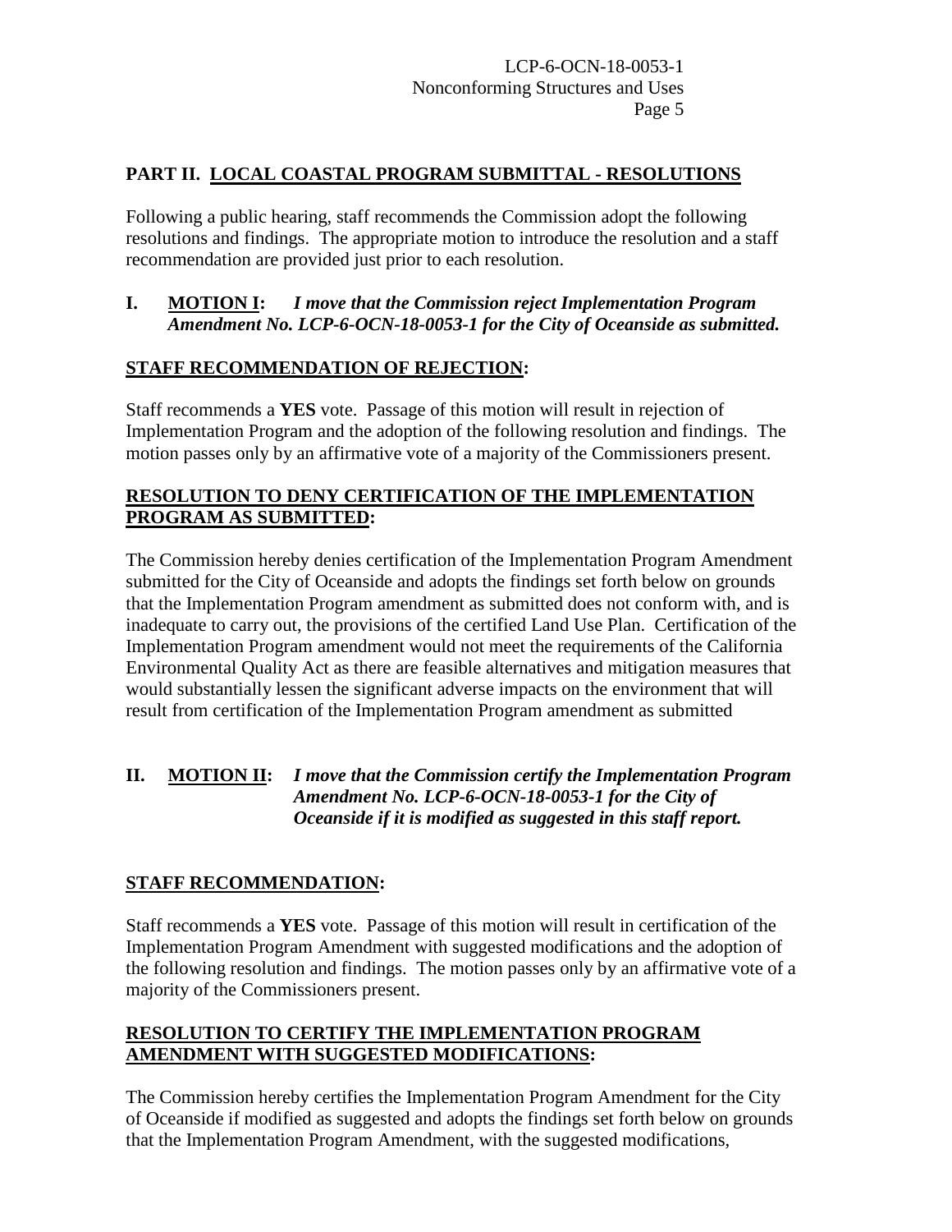## PART II. LOCAL COASTAL PROGRAM SUBMITTAL - RESOLUTIONS

Following a public hearing, staff recommends the Commission adopt the following resolutions and findings. The appropriate motion to introduce the resolution and a staff recommendation are provided just prior to each resolution.

**I. MOTION I:** ***I move that the Commission reject Implementation Program Amendment No. LCP-6-OCN-18-0053-1 for the City of Oceanside as submitted.***

**STAFF RECOMMENDATION OF REJECTION:**

Staff recommends a **YES** vote. Passage of this motion will result in rejection of Implementation Program and the adoption of the following resolution and findings. The motion passes only by an affirmative vote of a majority of the Commissioners present.

**RESOLUTION TO DENY CERTIFICATION OF THE IMPLEMENTATION PROGRAM AS SUBMITTED:**

The Commission hereby denies certification of the Implementation Program Amendment submitted for the City of Oceanside and adopts the findings set forth below on grounds that the Implementation Program amendment as submitted does not conform with, and is inadequate to carry out, the provisions of the certified Land Use Plan. Certification of the Implementation Program amendment would not meet the requirements of the California Environmental Quality Act as there are feasible alternatives and mitigation measures that would substantially lessen the significant adverse impacts on the environment that will result from certification of the Implementation Program amendment as submitted

**II. MOTION II:** ***I move that the Commission certify the Implementation Program Amendment No. LCP-6-OCN-18-0053-1 for the City of Oceanside if it is modified as suggested in this staff report.***

**STAFF RECOMMENDATION:**

Staff recommends a **YES** vote. Passage of this motion will result in certification of the Implementation Program Amendment with suggested modifications and the adoption of the following resolution and findings. The motion passes only by an affirmative vote of a majority of the Commissioners present.

**RESOLUTION TO CERTIFY THE IMPLEMENTATION PROGRAM AMENDMENT WITH SUGGESTED MODIFICATIONS:**

The Commission hereby certifies the Implementation Program Amendment for the City of Oceanside if modified as suggested and adopts the findings set forth below on grounds that the Implementation Program Amendment, with the suggested modifications,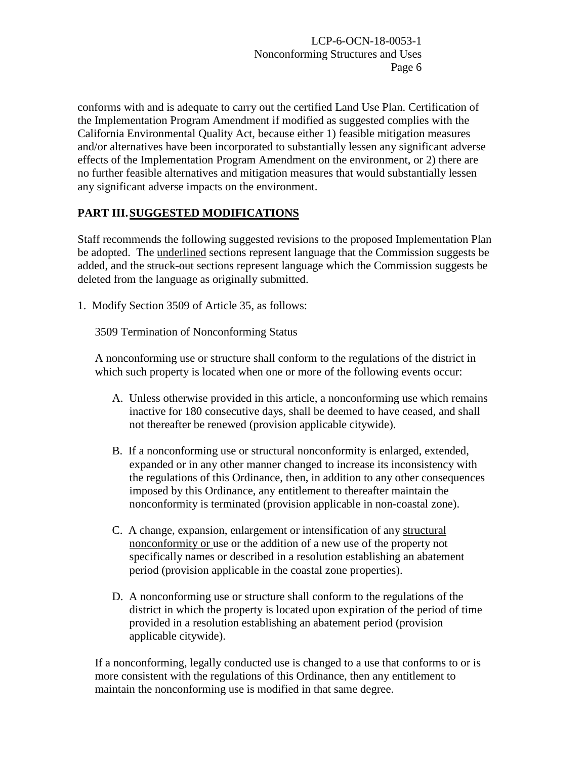conforms with and is adequate to carry out the certified Land Use Plan. Certification of the Implementation Program Amendment if modified as suggested complies with the California Environmental Quality Act, because either 1) feasible mitigation measures and/or alternatives have been incorporated to substantially lessen any significant adverse effects of the Implementation Program Amendment on the environment, or 2) there are no further feasible alternatives and mitigation measures that would substantially lessen any significant adverse impacts on the environment.

## PART III. <u>SUGGESTED MODIFICATIONS</u>

Staff recommends the following suggested revisions to the proposed Implementation Plan be adopted. The <u>underlined</u> sections represent language that the Commission suggests be added, and the ~~struck-out~~ sections represent language which the Commission suggests be deleted from the language as originally submitted.

1. Modify Section 3509 of Article 35, as follows:

   3509 Termination of Nonconforming Status

   A nonconforming use or structure shall conform to the regulations of the district in which such property is located when one or more of the following events occur:

   A. Unless otherwise provided in this article, a nonconforming use which remains inactive for 180 consecutive days, shall be deemed to have ceased, and shall not thereafter be renewed (provision applicable citywide).

   B. If a nonconforming use or structural nonconformity is enlarged, extended, expanded or in any other manner changed to increase its inconsistency with the regulations of this Ordinance, then, in addition to any other consequences imposed by this Ordinance, any entitlement to thereafter maintain the nonconformity is terminated (provision applicable in non-coastal zone).

   C. A change, expansion, enlargement or intensification of any <u>structural nonconformity or</u> use or the addition of a new use of the property not specifically names or described in a resolution establishing an abatement period (provision applicable in the coastal zone properties).

   D. A nonconforming use or structure shall conform to the regulations of the district in which the property is located upon expiration of the period of time provided in a resolution establishing an abatement period (provision applicable citywide).

   If a nonconforming, legally conducted use is changed to a use that conforms to or is more consistent with the regulations of this Ordinance, then any entitlement to maintain the nonconforming use is modified in that same degree.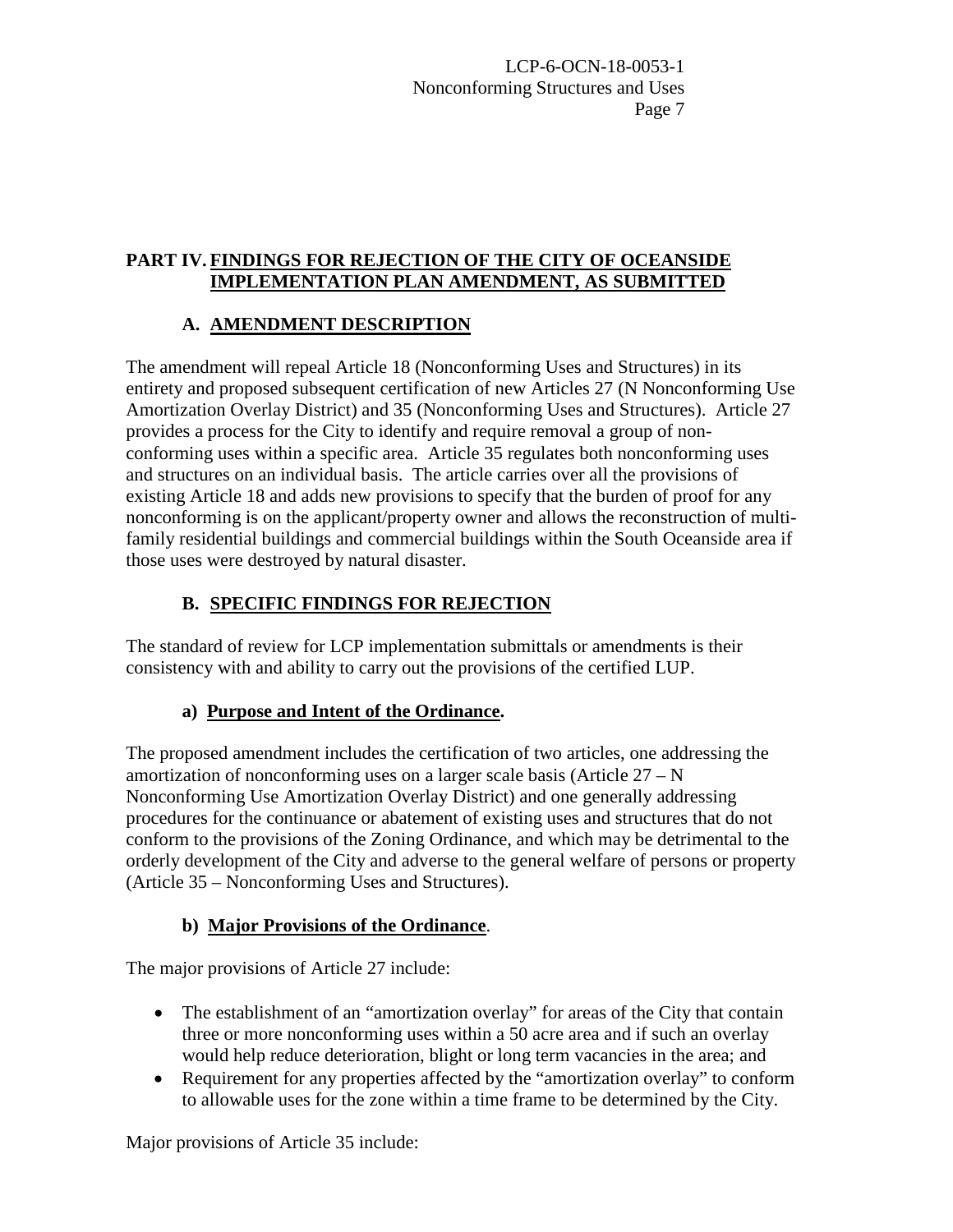## PART IV. FINDINGS FOR REJECTION OF THE CITY OF OCEANSIDE IMPLEMENTATION PLAN AMENDMENT, AS SUBMITTED

### A. AMENDMENT DESCRIPTION

The amendment will repeal Article 18 (Nonconforming Uses and Structures) in its entirety and proposed subsequent certification of new Articles 27 (N Nonconforming Use Amortization Overlay District) and 35 (Nonconforming Uses and Structures). Article 27 provides a process for the City to identify and require removal a group of non-conforming uses within a specific area. Article 35 regulates both nonconforming uses and structures on an individual basis. The article carries over all the provisions of existing Article 18 and adds new provisions to specify that the burden of proof for any nonconforming is on the applicant/property owner and allows the reconstruction of multi-family residential buildings and commercial buildings within the South Oceanside area if those uses were destroyed by natural disaster.

### B. SPECIFIC FINDINGS FOR REJECTION

The standard of review for LCP implementation submittals or amendments is their consistency with and ability to carry out the provisions of the certified LUP.

#### a) Purpose and Intent of the Ordinance.

The proposed amendment includes the certification of two articles, one addressing the amortization of nonconforming uses on a larger scale basis (Article 27 – N Nonconforming Use Amortization Overlay District) and one generally addressing procedures for the continuance or abatement of existing uses and structures that do not conform to the provisions of the Zoning Ordinance, and which may be detrimental to the orderly development of the City and adverse to the general welfare of persons or property (Article 35 – Nonconforming Uses and Structures).

#### b) Major Provisions of the Ordinance.

The major provisions of Article 27 include:

- The establishment of an "amortization overlay" for areas of the City that contain three or more nonconforming uses within a 50 acre area and if such an overlay would help reduce deterioration, blight or long term vacancies in the area; and
- Requirement for any properties affected by the "amortization overlay" to conform to allowable uses for the zone within a time frame to be determined by the City.

Major provisions of Article 35 include: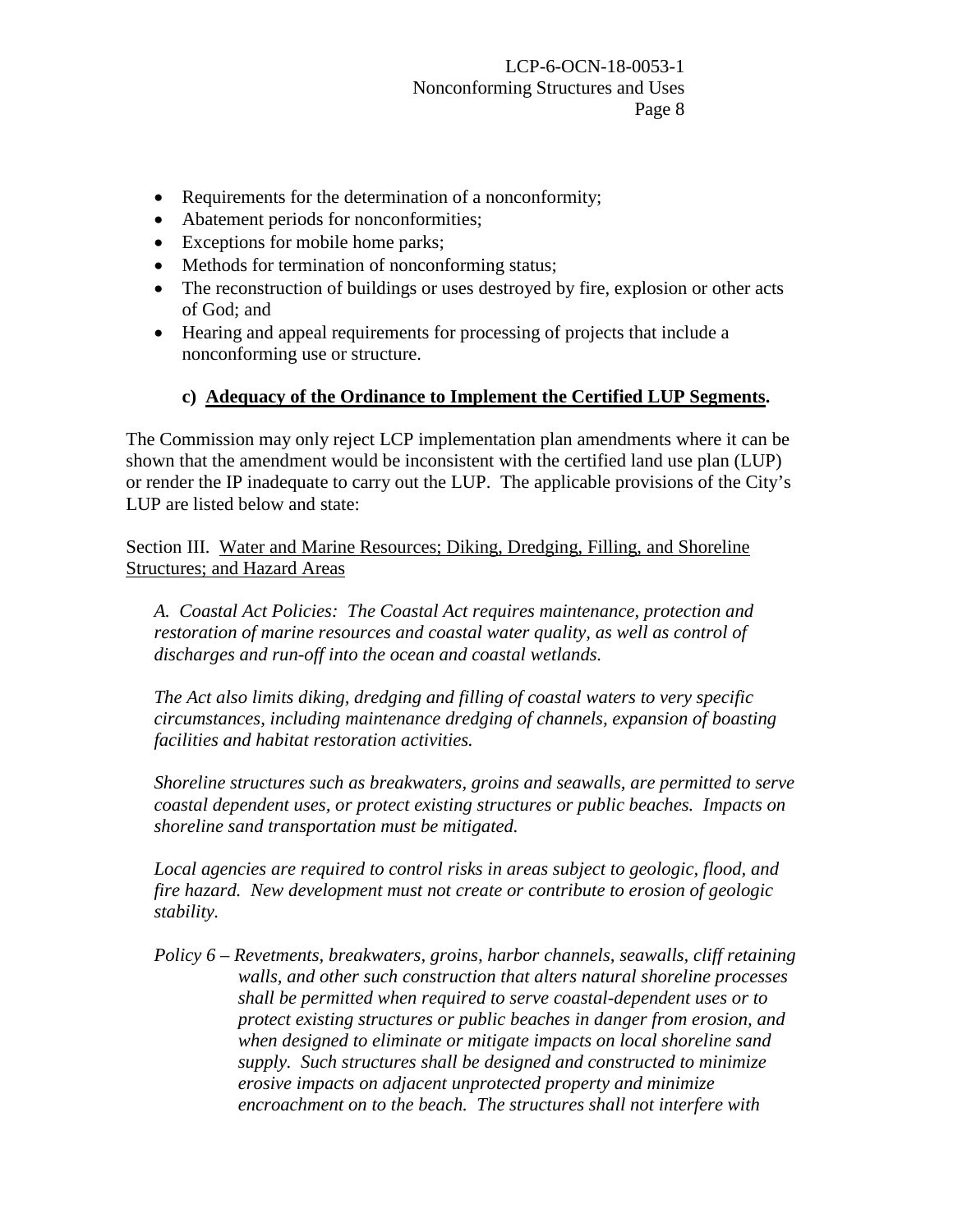- Requirements for the determination of a nonconformity;
- Abatement periods for nonconformities;
- Exceptions for mobile home parks;
- Methods for termination of nonconforming status;
- The reconstruction of buildings or uses destroyed by fire, explosion or other acts of God; and
- Hearing and appeal requirements for processing of projects that include a nonconforming use or structure.

**c) Adequacy of the Ordinance to Implement the Certified LUP Segments.**

The Commission may only reject LCP implementation plan amendments where it can be shown that the amendment would be inconsistent with the certified land use plan (LUP) or render the IP inadequate to carry out the LUP. The applicable provisions of the City's LUP are listed below and state:

Section III. Water and Marine Resources; Diking, Dredging, Filling, and Shoreline Structures; and Hazard Areas

*A. Coastal Act Policies: The Coastal Act requires maintenance, protection and restoration of marine resources and coastal water quality, as well as control of discharges and run-off into the ocean and coastal wetlands.*

*The Act also limits diking, dredging and filling of coastal waters to very specific circumstances, including maintenance dredging of channels, expansion of boasting facilities and habitat restoration activities.*

*Shoreline structures such as breakwaters, groins and seawalls, are permitted to serve coastal dependent uses, or protect existing structures or public beaches. Impacts on shoreline sand transportation must be mitigated.*

*Local agencies are required to control risks in areas subject to geologic, flood, and fire hazard. New development must not create or contribute to erosion of geologic stability.*

*Policy 6 – Revetments, breakwaters, groins, harbor channels, seawalls, cliff retaining walls, and other such construction that alters natural shoreline processes shall be permitted when required to serve coastal-dependent uses or to protect existing structures or public beaches in danger from erosion, and when designed to eliminate or mitigate impacts on local shoreline sand supply. Such structures shall be designed and constructed to minimize erosive impacts on adjacent unprotected property and minimize encroachment on to the beach. The structures shall not interfere with*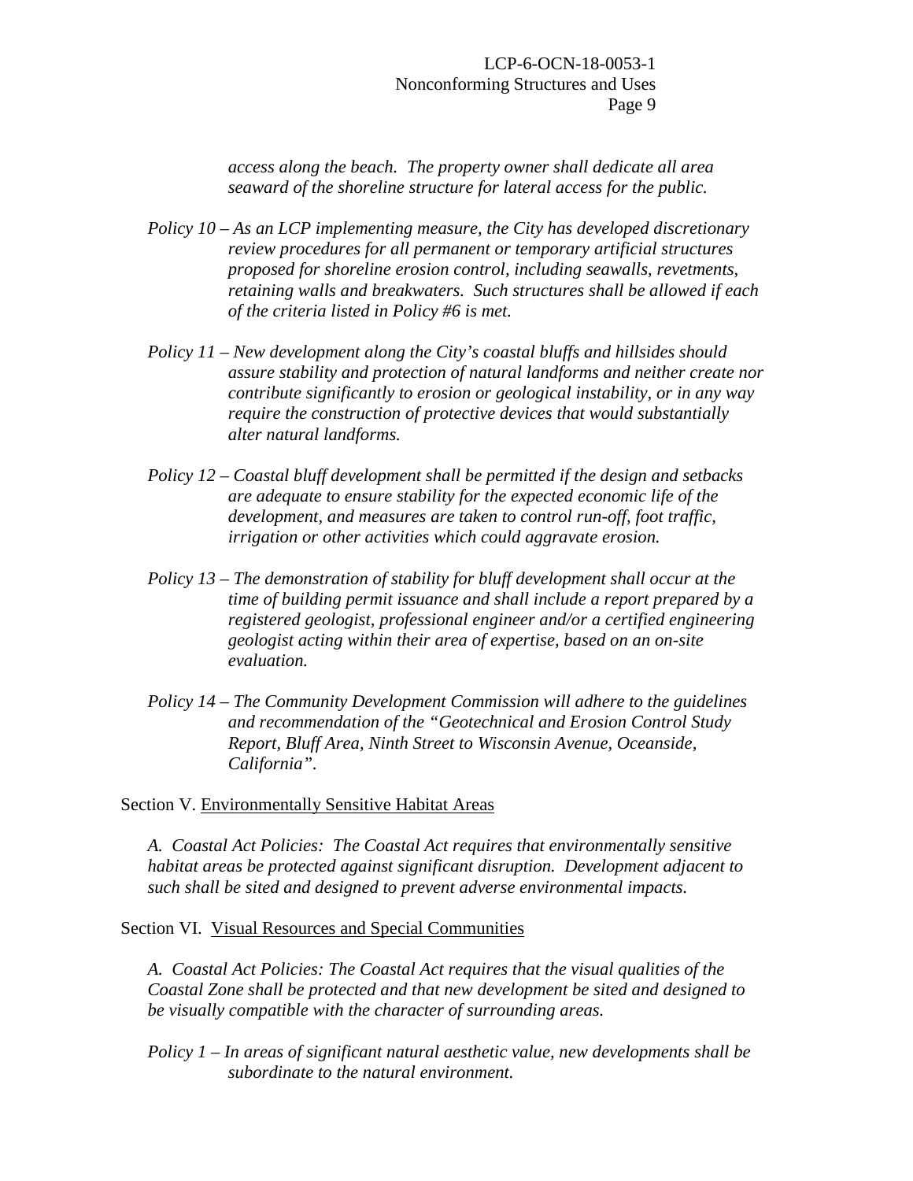*access along the beach. The property owner shall dedicate all area seaward of the shoreline structure for lateral access for the public.*

*Policy 10 – As an LCP implementing measure, the City has developed discretionary review procedures for all permanent or temporary artificial structures proposed for shoreline erosion control, including seawalls, revetments, retaining walls and breakwaters. Such structures shall be allowed if each of the criteria listed in Policy #6 is met.*

*Policy 11 – New development along the City's coastal bluffs and hillsides should assure stability and protection of natural landforms and neither create nor contribute significantly to erosion or geological instability, or in any way require the construction of protective devices that would substantially alter natural landforms.*

*Policy 12 – Coastal bluff development shall be permitted if the design and setbacks are adequate to ensure stability for the expected economic life of the development, and measures are taken to control run-off, foot traffic, irrigation or other activities which could aggravate erosion.*

*Policy 13 – The demonstration of stability for bluff development shall occur at the time of building permit issuance and shall include a report prepared by a registered geologist, professional engineer and/or a certified engineering geologist acting within their area of expertise, based on an on-site evaluation.*

*Policy 14 – The Community Development Commission will adhere to the guidelines and recommendation of the "Geotechnical and Erosion Control Study Report, Bluff Area, Ninth Street to Wisconsin Avenue, Oceanside, California".*

Section V. Environmentally Sensitive Habitat Areas

*A. Coastal Act Policies: The Coastal Act requires that environmentally sensitive habitat areas be protected against significant disruption. Development adjacent to such shall be sited and designed to prevent adverse environmental impacts.*

Section VI. Visual Resources and Special Communities

*A. Coastal Act Policies: The Coastal Act requires that the visual qualities of the Coastal Zone shall be protected and that new development be sited and designed to be visually compatible with the character of surrounding areas.*

*Policy 1 – In areas of significant natural aesthetic value, new developments shall be subordinate to the natural environment.*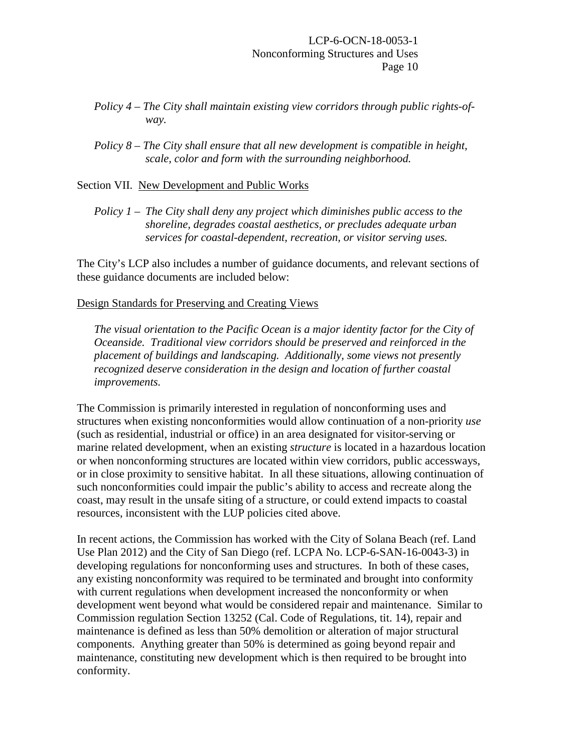*Policy 4 – The City shall maintain existing view corridors through public rights-of-way.*

*Policy 8 – The City shall ensure that all new development is compatible in height, scale, color and form with the surrounding neighborhood.*

Section VII. New Development and Public Works

*Policy 1 – The City shall deny any project which diminishes public access to the shoreline, degrades coastal aesthetics, or precludes adequate urban services for coastal-dependent, recreation, or visitor serving uses.*

The City's LCP also includes a number of guidance documents, and relevant sections of these guidance documents are included below:

Design Standards for Preserving and Creating Views

*The visual orientation to the Pacific Ocean is a major identity factor for the City of Oceanside. Traditional view corridors should be preserved and reinforced in the placement of buildings and landscaping. Additionally, some views not presently recognized deserve consideration in the design and location of further coastal improvements.*

The Commission is primarily interested in regulation of nonconforming uses and structures when existing nonconformities would allow continuation of a non-priority *use* (such as residential, industrial or office) in an area designated for visitor-serving or marine related development, when an existing *structure* is located in a hazardous location or when nonconforming structures are located within view corridors, public accessways, or in close proximity to sensitive habitat. In all these situations, allowing continuation of such nonconformities could impair the public's ability to access and recreate along the coast, may result in the unsafe siting of a structure, or could extend impacts to coastal resources, inconsistent with the LUP policies cited above.

In recent actions, the Commission has worked with the City of Solana Beach (ref. Land Use Plan 2012) and the City of San Diego (ref. LCPA No. LCP-6-SAN-16-0043-3) in developing regulations for nonconforming uses and structures. In both of these cases, any existing nonconformity was required to be terminated and brought into conformity with current regulations when development increased the nonconformity or when development went beyond what would be considered repair and maintenance. Similar to Commission regulation Section 13252 (Cal. Code of Regulations, tit. 14), repair and maintenance is defined as less than 50% demolition or alteration of major structural components. Anything greater than 50% is determined as going beyond repair and maintenance, constituting new development which is then required to be brought into conformity.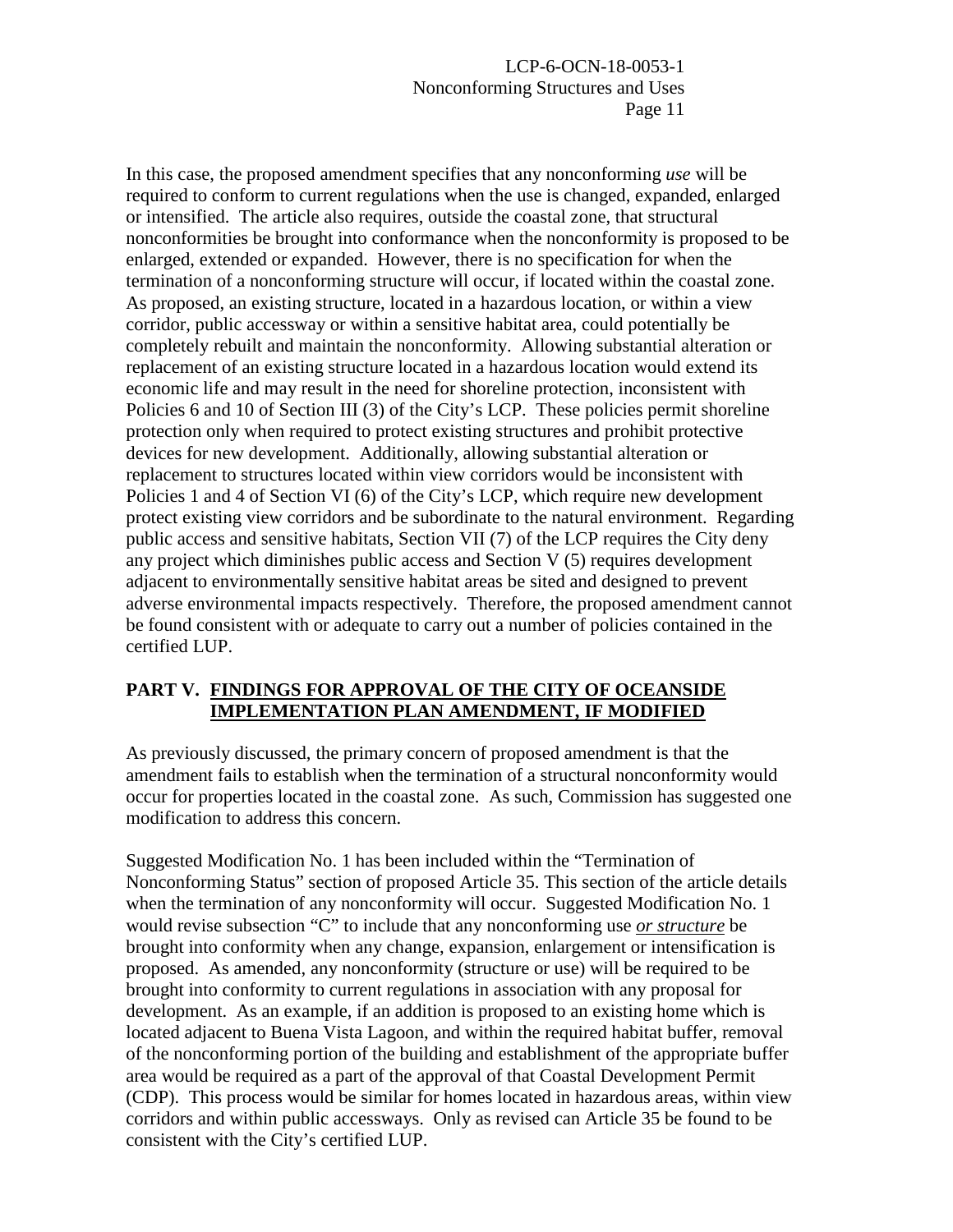In this case, the proposed amendment specifies that any nonconforming *use* will be required to conform to current regulations when the use is changed, expanded, enlarged or intensified. The article also requires, outside the coastal zone, that structural nonconformities be brought into conformance when the nonconformity is proposed to be enlarged, extended or expanded. However, there is no specification for when the termination of a nonconforming structure will occur, if located within the coastal zone. As proposed, an existing structure, located in a hazardous location, or within a view corridor, public accessway or within a sensitive habitat area, could potentially be completely rebuilt and maintain the nonconformity. Allowing substantial alteration or replacement of an existing structure located in a hazardous location would extend its economic life and may result in the need for shoreline protection, inconsistent with Policies 6 and 10 of Section III (3) of the City's LCP. These policies permit shoreline protection only when required to protect existing structures and prohibit protective devices for new development. Additionally, allowing substantial alteration or replacement to structures located within view corridors would be inconsistent with Policies 1 and 4 of Section VI (6) of the City's LCP, which require new development protect existing view corridors and be subordinate to the natural environment. Regarding public access and sensitive habitats, Section VII (7) of the LCP requires the City deny any project which diminishes public access and Section V (5) requires development adjacent to environmentally sensitive habitat areas be sited and designed to prevent adverse environmental impacts respectively. Therefore, the proposed amendment cannot be found consistent with or adequate to carry out a number of policies contained in the certified LUP.

## PART V. FINDINGS FOR APPROVAL OF THE CITY OF OCEANSIDE IMPLEMENTATION PLAN AMENDMENT, IF MODIFIED

As previously discussed, the primary concern of proposed amendment is that the amendment fails to establish when the termination of a structural nonconformity would occur for properties located in the coastal zone. As such, Commission has suggested one modification to address this concern.

Suggested Modification No. 1 has been included within the "Termination of Nonconforming Status" section of proposed Article 35. This section of the article details when the termination of any nonconformity will occur. Suggested Modification No. 1 would revise subsection "C" to include that any nonconforming use ***or structure*** be brought into conformity when any change, expansion, enlargement or intensification is proposed. As amended, any nonconformity (structure or use) will be required to be brought into conformity to current regulations in association with any proposal for development. As an example, if an addition is proposed to an existing home which is located adjacent to Buena Vista Lagoon, and within the required habitat buffer, removal of the nonconforming portion of the building and establishment of the appropriate buffer area would be required as a part of the approval of that Coastal Development Permit (CDP). This process would be similar for homes located in hazardous areas, within view corridors and within public accessways. Only as revised can Article 35 be found to be consistent with the City's certified LUP.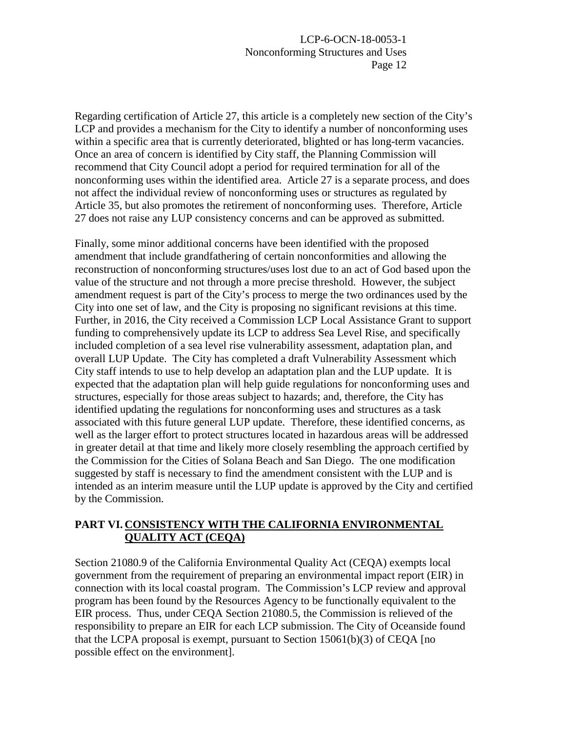Regarding certification of Article 27, this article is a completely new section of the City's LCP and provides a mechanism for the City to identify a number of nonconforming uses within a specific area that is currently deteriorated, blighted or has long-term vacancies. Once an area of concern is identified by City staff, the Planning Commission will recommend that City Council adopt a period for required termination for all of the nonconforming uses within the identified area. Article 27 is a separate process, and does not affect the individual review of nonconforming uses or structures as regulated by Article 35, but also promotes the retirement of nonconforming uses. Therefore, Article 27 does not raise any LUP consistency concerns and can be approved as submitted.

Finally, some minor additional concerns have been identified with the proposed amendment that include grandfathering of certain nonconformities and allowing the reconstruction of nonconforming structures/uses lost due to an act of God based upon the value of the structure and not through a more precise threshold. However, the subject amendment request is part of the City's process to merge the two ordinances used by the City into one set of law, and the City is proposing no significant revisions at this time. Further, in 2016, the City received a Commission LCP Local Assistance Grant to support funding to comprehensively update its LCP to address Sea Level Rise, and specifically included completion of a sea level rise vulnerability assessment, adaptation plan, and overall LUP Update. The City has completed a draft Vulnerability Assessment which City staff intends to use to help develop an adaptation plan and the LUP update. It is expected that the adaptation plan will help guide regulations for nonconforming uses and structures, especially for those areas subject to hazards; and, therefore, the City has identified updating the regulations for nonconforming uses and structures as a task associated with this future general LUP update. Therefore, these identified concerns, as well as the larger effort to protect structures located in hazardous areas will be addressed in greater detail at that time and likely more closely resembling the approach certified by the Commission for the Cities of Solana Beach and San Diego. The one modification suggested by staff is necessary to find the amendment consistent with the LUP and is intended as an interim measure until the LUP update is approved by the City and certified by the Commission.

## PART VI. CONSISTENCY WITH THE CALIFORNIA ENVIRONMENTAL QUALITY ACT (CEQA)

Section 21080.9 of the California Environmental Quality Act (CEQA) exempts local government from the requirement of preparing an environmental impact report (EIR) in connection with its local coastal program. The Commission's LCP review and approval program has been found by the Resources Agency to be functionally equivalent to the EIR process. Thus, under CEQA Section 21080.5, the Commission is relieved of the responsibility to prepare an EIR for each LCP submission. The City of Oceanside found that the LCPA proposal is exempt, pursuant to Section 15061(b)(3) of CEQA [no possible effect on the environment].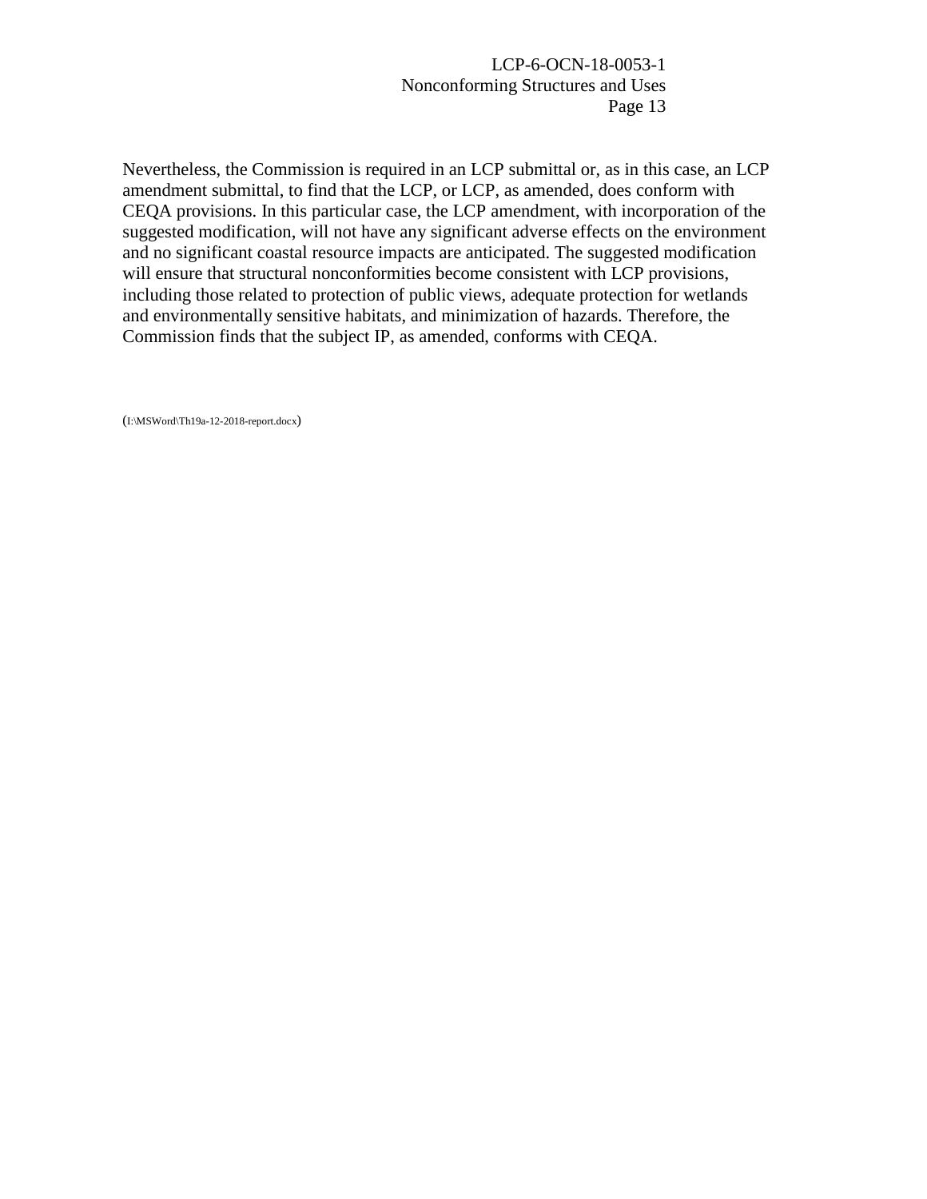Nevertheless, the Commission is required in an LCP submittal or, as in this case, an LCP amendment submittal, to find that the LCP, or LCP, as amended, does conform with CEQA provisions. In this particular case, the LCP amendment, with incorporation of the suggested modification, will not have any significant adverse effects on the environment and no significant coastal resource impacts are anticipated. The suggested modification will ensure that structural nonconformities become consistent with LCP provisions, including those related to protection of public views, adequate protection for wetlands and environmentally sensitive habitats, and minimization of hazards. Therefore, the Commission finds that the subject IP, as amended, conforms with CEQA.

(I:\MSWord\Th19a-12-2018-report.docx)